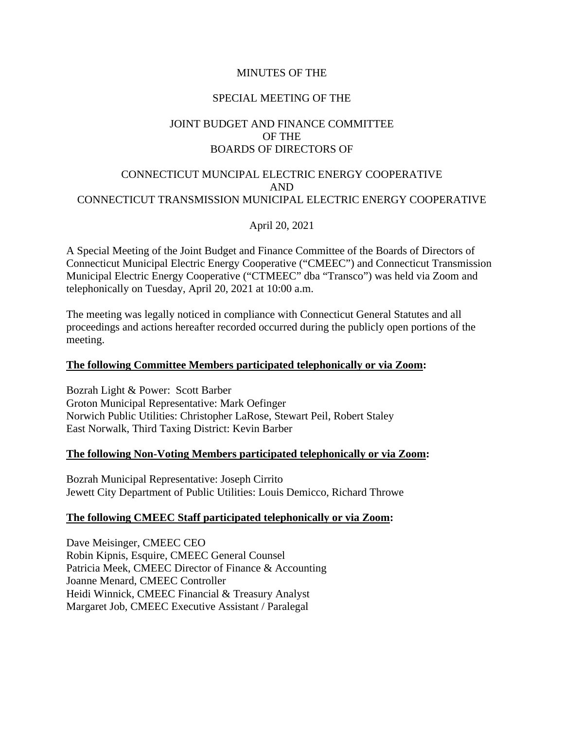MINUTES OF THE

SPECIAL MEETING OF THE

JOINT BUDGET AND FINANCE COMMITTEE
OF THE
BOARDS OF DIRECTORS OF

CONNECTICUT MUNCIPAL ELECTRIC ENERGY COOPERATIVE
AND
CONNECTICUT TRANSMISSION MUNICIPAL ELECTRIC ENERGY COOPERATIVE

April 20, 2021

A Special Meeting of the Joint Budget and Finance Committee of the Boards of Directors of Connecticut Municipal Electric Energy Cooperative ("CMEEC") and Connecticut Transmission Municipal Electric Energy Cooperative ("CTMEEC" dba "Transco") was held via Zoom and telephonically on Tuesday, April 20, 2021 at 10:00 a.m.

The meeting was legally noticed in compliance with Connecticut General Statutes and all proceedings and actions hereafter recorded occurred during the publicly open portions of the meeting.

**The following Committee Members participated telephonically or via Zoom:**

Bozrah Light & Power: Scott Barber
Groton Municipal Representative: Mark Oefinger
Norwich Public Utilities: Christopher LaRose, Stewart Peil, Robert Staley
East Norwalk, Third Taxing District: Kevin Barber

**The following Non-Voting Members participated telephonically or via Zoom:**

Bozrah Municipal Representative: Joseph Cirrito
Jewett City Department of Public Utilities: Louis Demicco, Richard Throwe

**The following CMEEC Staff participated telephonically or via Zoom:**

Dave Meisinger, CMEEC CEO
Robin Kipnis, Esquire, CMEEC General Counsel
Patricia Meek, CMEEC Director of Finance & Accounting
Joanne Menard, CMEEC Controller
Heidi Winnick, CMEEC Financial & Treasury Analyst
Margaret Job, CMEEC Executive Assistant / Paralegal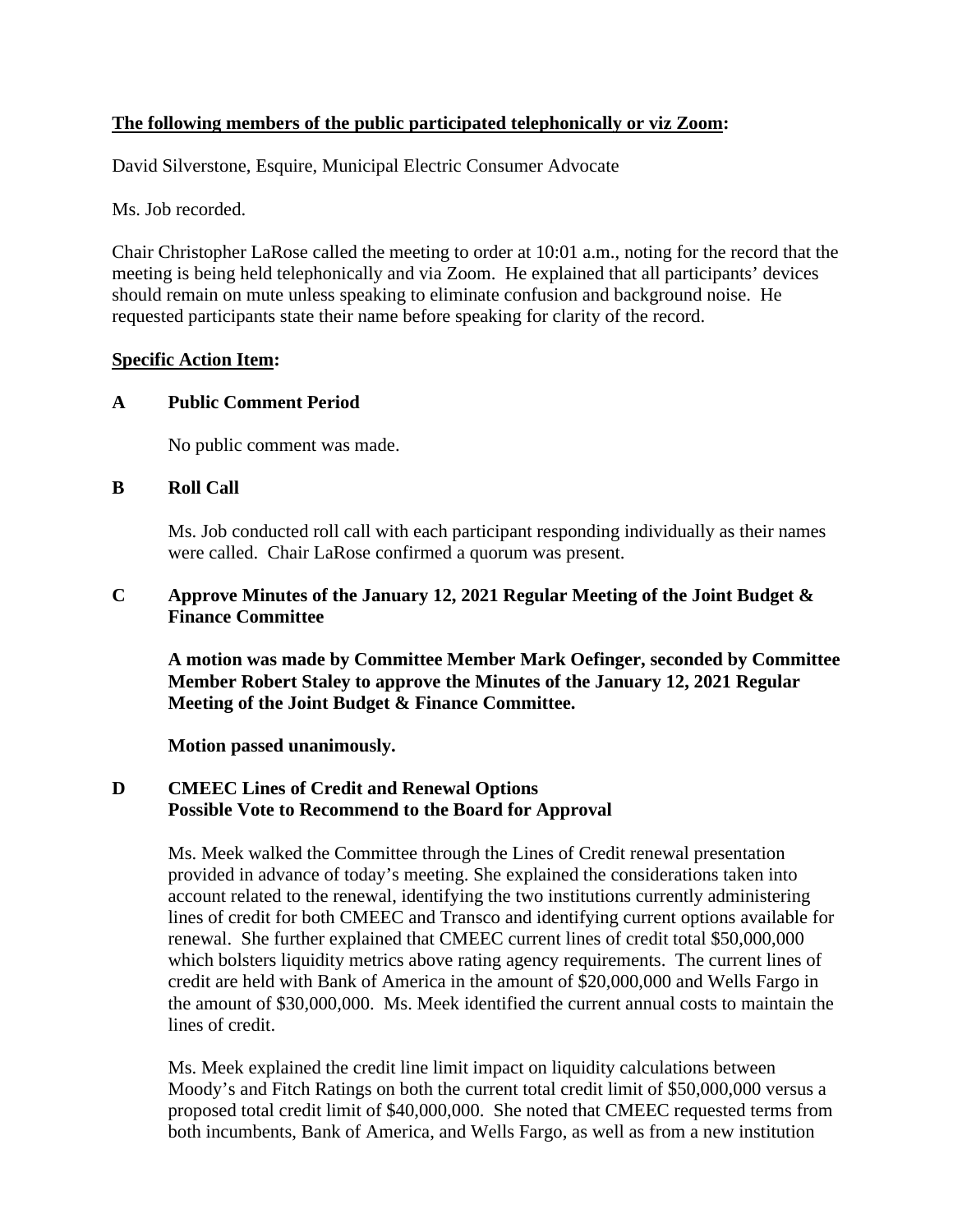**The following members of the public participated telephonically or viz Zoom:**

David Silverstone, Esquire, Municipal Electric Consumer Advocate

Ms. Job recorded.

Chair Christopher LaRose called the meeting to order at 10:01 a.m., noting for the record that the meeting is being held telephonically and via Zoom. He explained that all participants' devices should remain on mute unless speaking to eliminate confusion and background noise. He requested participants state their name before speaking for clarity of the record.

**Specific Action Item:**

**A Public Comment Period**

No public comment was made.

**B Roll Call**

Ms. Job conducted roll call with each participant responding individually as their names were called. Chair LaRose confirmed a quorum was present.

**C Approve Minutes of the January 12, 2021 Regular Meeting of the Joint Budget & Finance Committee**

**A motion was made by Committee Member Mark Oefinger, seconded by Committee Member Robert Staley to approve the Minutes of the January 12, 2021 Regular Meeting of the Joint Budget & Finance Committee.**

**Motion passed unanimously.**

**D CMEEC Lines of Credit and Renewal Options**
**Possible Vote to Recommend to the Board for Approval**

Ms. Meek walked the Committee through the Lines of Credit renewal presentation provided in advance of today's meeting. She explained the considerations taken into account related to the renewal, identifying the two institutions currently administering lines of credit for both CMEEC and Transco and identifying current options available for renewal. She further explained that CMEEC current lines of credit total $50,000,000 which bolsters liquidity metrics above rating agency requirements. The current lines of credit are held with Bank of America in the amount of $20,000,000 and Wells Fargo in the amount of $30,000,000. Ms. Meek identified the current annual costs to maintain the lines of credit.

Ms. Meek explained the credit line limit impact on liquidity calculations between Moody's and Fitch Ratings on both the current total credit limit of $50,000,000 versus a proposed total credit limit of $40,000,000. She noted that CMEEC requested terms from both incumbents, Bank of America, and Wells Fargo, as well as from a new institution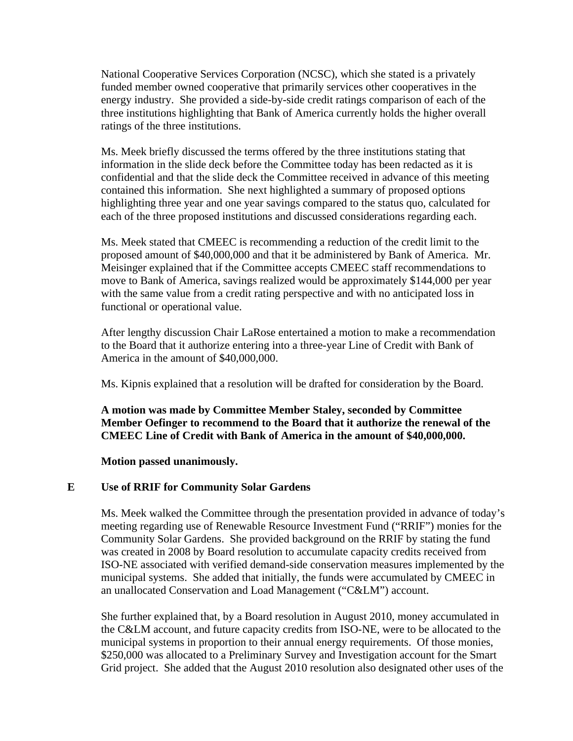National Cooperative Services Corporation (NCSC), which she stated is a privately funded member owned cooperative that primarily services other cooperatives in the energy industry. She provided a side-by-side credit ratings comparison of each of the three institutions highlighting that Bank of America currently holds the higher overall ratings of the three institutions.

Ms. Meek briefly discussed the terms offered by the three institutions stating that information in the slide deck before the Committee today has been redacted as it is confidential and that the slide deck the Committee received in advance of this meeting contained this information. She next highlighted a summary of proposed options highlighting three year and one year savings compared to the status quo, calculated for each of the three proposed institutions and discussed considerations regarding each.

Ms. Meek stated that CMEEC is recommending a reduction of the credit limit to the proposed amount of $40,000,000 and that it be administered by Bank of America. Mr. Meisinger explained that if the Committee accepts CMEEC staff recommendations to move to Bank of America, savings realized would be approximately $144,000 per year with the same value from a credit rating perspective and with no anticipated loss in functional or operational value.

After lengthy discussion Chair LaRose entertained a motion to make a recommendation to the Board that it authorize entering into a three-year Line of Credit with Bank of America in the amount of $40,000,000.

Ms. Kipnis explained that a resolution will be drafted for consideration by the Board.

**A motion was made by Committee Member Staley, seconded by Committee Member Oefinger to recommend to the Board that it authorize the renewal of the CMEEC Line of Credit with Bank of America in the amount of $40,000,000.**

**Motion passed unanimously.**

**E Use of RRIF for Community Solar Gardens**

Ms. Meek walked the Committee through the presentation provided in advance of today's meeting regarding use of Renewable Resource Investment Fund ("RRIF") monies for the Community Solar Gardens. She provided background on the RRIF by stating the fund was created in 2008 by Board resolution to accumulate capacity credits received from ISO-NE associated with verified demand-side conservation measures implemented by the municipal systems. She added that initially, the funds were accumulated by CMEEC in an unallocated Conservation and Load Management ("C&LM") account.

She further explained that, by a Board resolution in August 2010, money accumulated in the C&LM account, and future capacity credits from ISO-NE, were to be allocated to the municipal systems in proportion to their annual energy requirements. Of those monies, $250,000 was allocated to a Preliminary Survey and Investigation account for the Smart Grid project. She added that the August 2010 resolution also designated other uses of the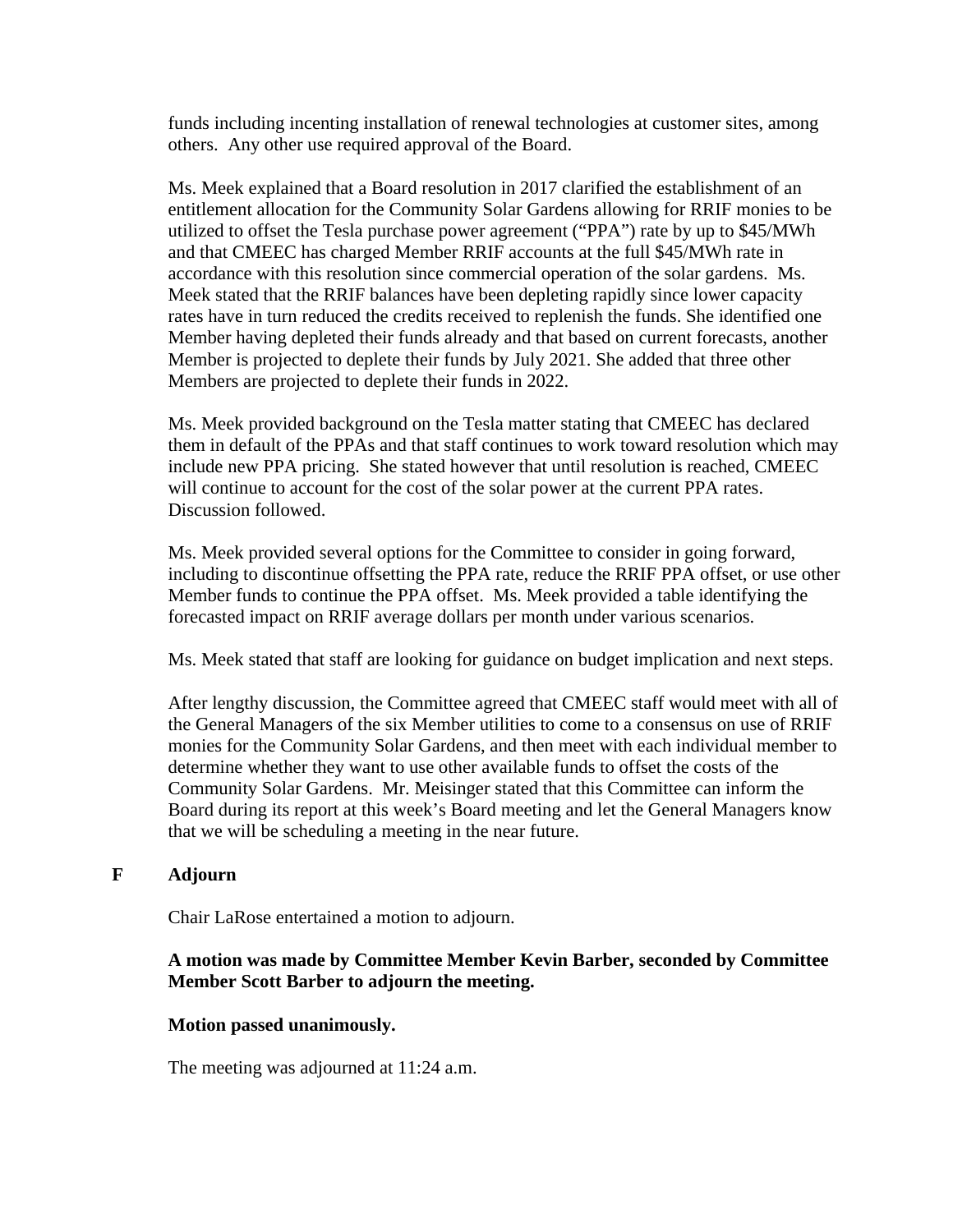funds including incenting installation of renewal technologies at customer sites, among others. Any other use required approval of the Board.

Ms. Meek explained that a Board resolution in 2017 clarified the establishment of an entitlement allocation for the Community Solar Gardens allowing for RRIF monies to be utilized to offset the Tesla purchase power agreement ("PPA") rate by up to $45/MWh and that CMEEC has charged Member RRIF accounts at the full $45/MWh rate in accordance with this resolution since commercial operation of the solar gardens. Ms. Meek stated that the RRIF balances have been depleting rapidly since lower capacity rates have in turn reduced the credits received to replenish the funds. She identified one Member having depleted their funds already and that based on current forecasts, another Member is projected to deplete their funds by July 2021. She added that three other Members are projected to deplete their funds in 2022.

Ms. Meek provided background on the Tesla matter stating that CMEEC has declared them in default of the PPAs and that staff continues to work toward resolution which may include new PPA pricing. She stated however that until resolution is reached, CMEEC will continue to account for the cost of the solar power at the current PPA rates. Discussion followed.

Ms. Meek provided several options for the Committee to consider in going forward, including to discontinue offsetting the PPA rate, reduce the RRIF PPA offset, or use other Member funds to continue the PPA offset. Ms. Meek provided a table identifying the forecasted impact on RRIF average dollars per month under various scenarios.

Ms. Meek stated that staff are looking for guidance on budget implication and next steps.

After lengthy discussion, the Committee agreed that CMEEC staff would meet with all of the General Managers of the six Member utilities to come to a consensus on use of RRIF monies for the Community Solar Gardens, and then meet with each individual member to determine whether they want to use other available funds to offset the costs of the Community Solar Gardens. Mr. Meisinger stated that this Committee can inform the Board during its report at this week's Board meeting and let the General Managers know that we will be scheduling a meeting in the near future.

## F Adjourn

Chair LaRose entertained a motion to adjourn.

**A motion was made by Committee Member Kevin Barber, seconded by Committee Member Scott Barber to adjourn the meeting.**

**Motion passed unanimously.**

The meeting was adjourned at 11:24 a.m.